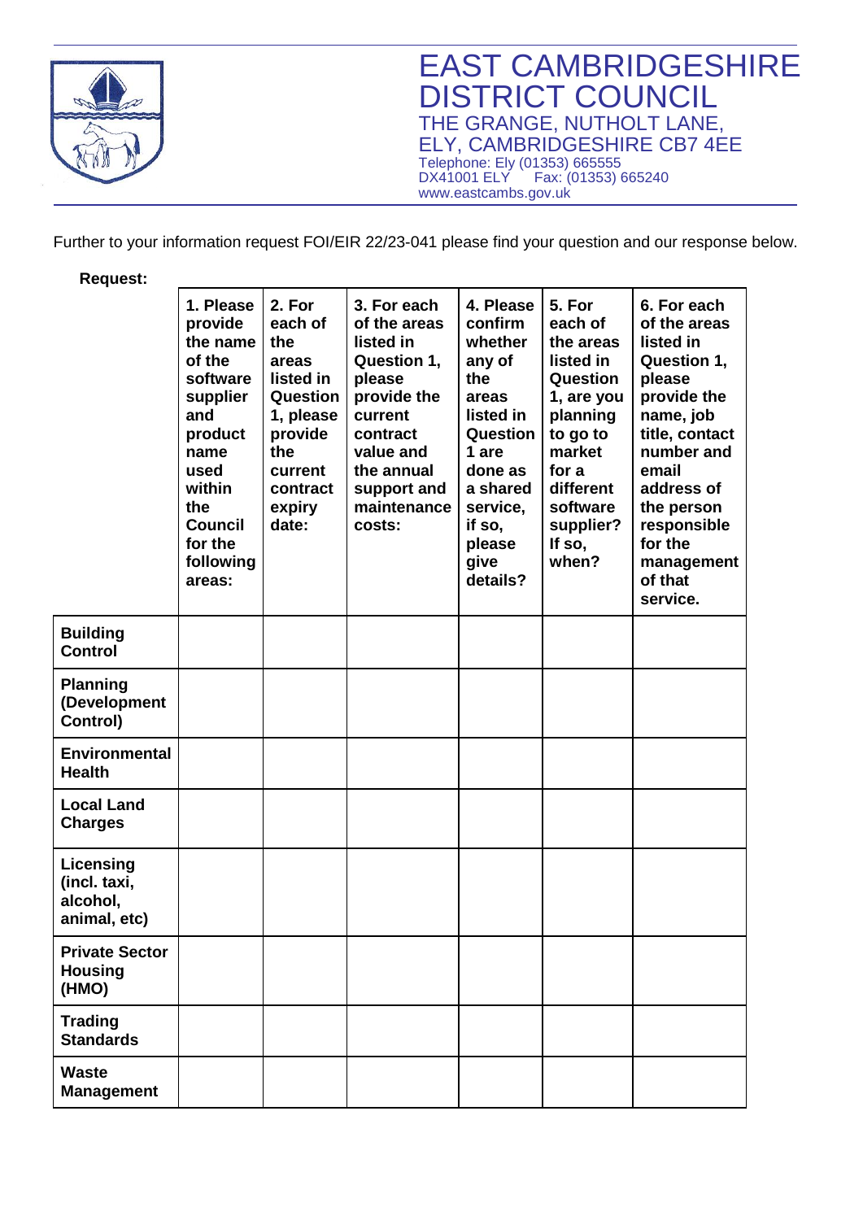# EAST CAMBRIDGESHIRE DISTRICT COUNCIL

THE GRANGE, NUTHOLT LANE,
ELY, CAMBRIDGESHIRE CB7 4EE
Telephone: Ely (01353) 665555
DX41001 ELY Fax: (01353) 665240
www.eastcambs.gov.uk

Further to your information request FOI/EIR 22/23-041 please find your question and our response below.

**Request:**

| | 1. Please provide the name of the software supplier and product name used within the Council for the following areas: | 2. For each of the areas listed in Question 1, please provide the current contract expiry date: | 3. For each of the areas listed in Question 1, please provide the current contract value and the annual support and maintenance costs: | 4. Please confirm whether any of the areas listed in Question 1 are done as a shared service, if so, please give details? | 5. For each of the areas listed in Question 1, are you planning to go to market for a different software supplier? If so, when? | 6. For each of the areas listed in Question 1, please provide the name, job title, contact number and email address of the person responsible for the management of that service. |
|---|---|---|---|---|---|---|
| **Building Control** | | | | | | |
| **Planning (Development Control)** | | | | | | |
| **Environmental Health** | | | | | | |
| **Local Land Charges** | | | | | | |
| **Licensing (incl. taxi, alcohol, animal, etc)** | | | | | | |
| **Private Sector Housing (HMO)** | | | | | | |
| **Trading Standards** | | | | | | |
| **Waste Management** | | | | | | |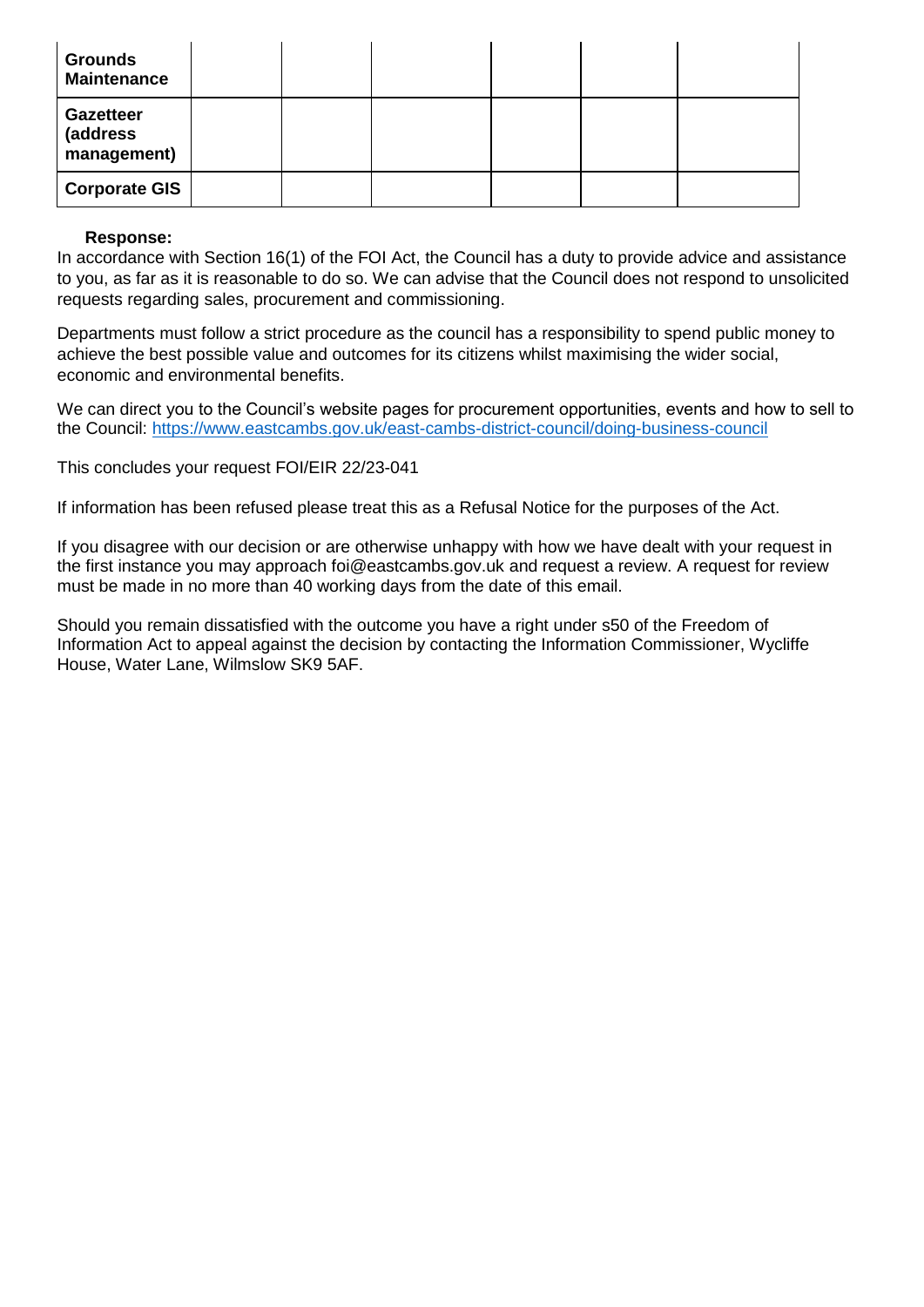| | | | | | | |
|---|---|---|---|---|---|---|
| **Grounds Maintenance** | | | | | | |
| **Gazetteer (address management)** | | | | | | |
| **Corporate GIS** | | | | | | |

**Response:**

In accordance with Section 16(1) of the FOI Act, the Council has a duty to provide advice and assistance to you, as far as it is reasonable to do so. We can advise that the Council does not respond to unsolicited requests regarding sales, procurement and commissioning.

Departments must follow a strict procedure as the council has a responsibility to spend public money to achieve the best possible value and outcomes for its citizens whilst maximising the wider social, economic and environmental benefits.

We can direct you to the Council's website pages for procurement opportunities, events and how to sell to the Council: https://www.eastcambs.gov.uk/east-cambs-district-council/doing-business-council

This concludes your request FOI/EIR 22/23-041

If information has been refused please treat this as a Refusal Notice for the purposes of the Act.

If you disagree with our decision or are otherwise unhappy with how we have dealt with your request in the first instance you may approach foi@eastcambs.gov.uk and request a review. A request for review must be made in no more than 40 working days from the date of this email.

Should you remain dissatisfied with the outcome you have a right under s50 of the Freedom of Information Act to appeal against the decision by contacting the Information Commissioner, Wycliffe House, Water Lane, Wilmslow SK9 5AF.